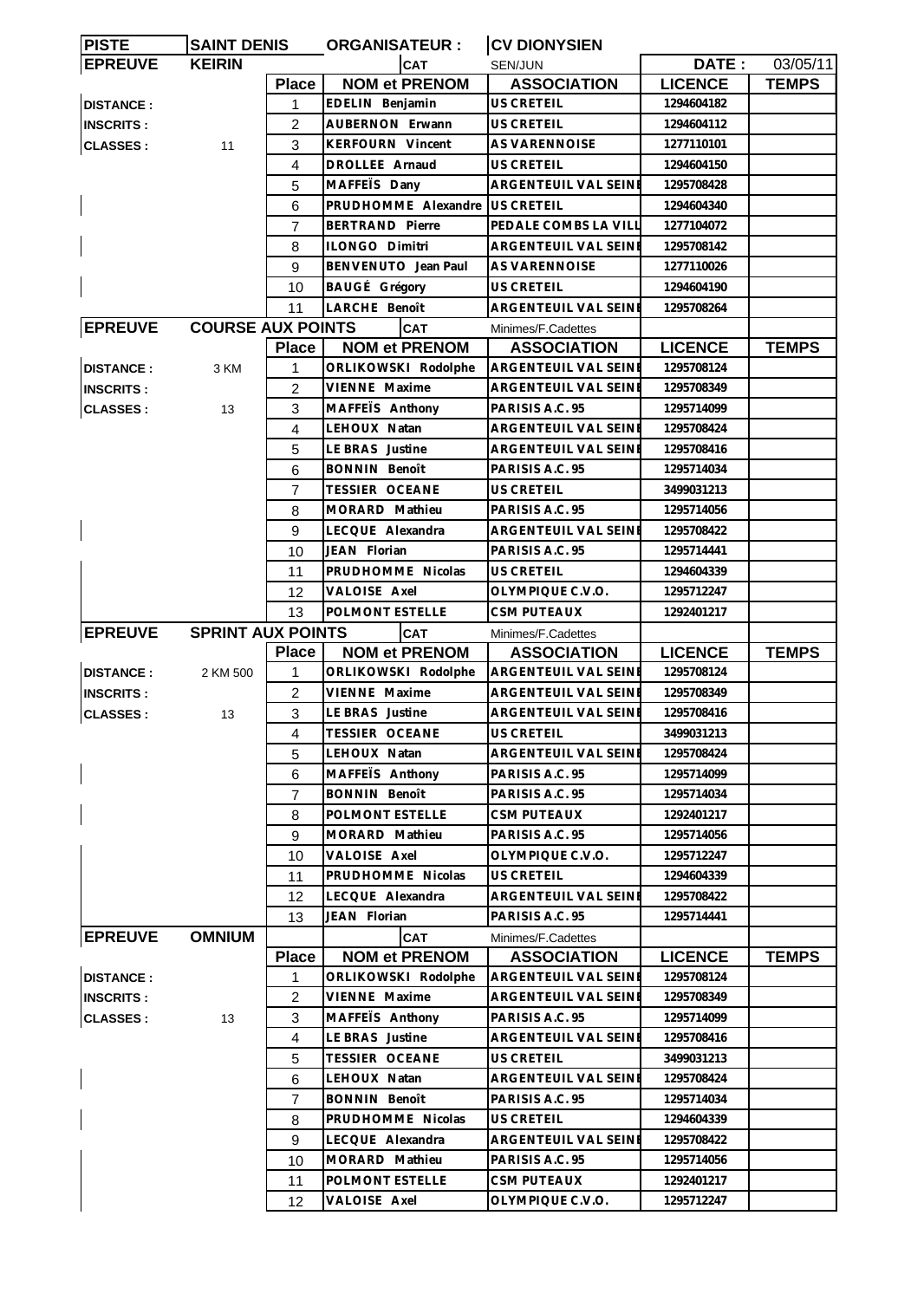| PISTE | SAINT DENIS | ORGANISATEUR : | CV DIONYSIEN | | |
|---|---|---|---|---|---|
| **EPREUVE** | **KEIRIN** | **CAT** | SEN/JUN | **DATE :** | 03/05/11 |

| | | Place | NOM et PRENOM | ASSOCIATION | LICENCE | TEMPS |
|---|---|---|---|---|---|---|
| DISTANCE : | | 1 | EDELIN Benjamin | US CRETEIL | 1294604182 | |
| INSCRITS : | | 2 | AUBERNON Erwann | US CRETEIL | 1294604112 | |
| CLASSES : | 11 | 3 | KERFOURN Vincent | AS VARENNOISE | 1277110101 | |
| | | 4 | DROLLEE Arnaud | US CRETEIL | 1294604150 | |
| | | 5 | MAFFEÏS Dany | ARGENTEUIL VAL SEINE | 1295708428 | |
| | | 6 | PRUDHOMME Alexandre | US CRETEIL | 1294604340 | |
| | | 7 | BERTRAND Pierre | PEDALE COMBS LA VILL | 1277104072 | |
| | | 8 | ILONGO Dimitri | ARGENTEUIL VAL SEINE | 1295708142 | |
| | | 9 | BENVENUTO Jean Paul | AS VARENNOISE | 1277110026 | |
| | | 10 | BAUGÉ Grégory | US CRETEIL | 1294604190 | |
| | | 11 | LARCHE Benoît | ARGENTEUIL VAL SEINE | 1295708264 | |

| **EPREUVE** | **COURSE AUX POINTS** | | **CAT** | Minimes/F.Cadettes | | |
|---|---|---|---|---|---|---|
| | | Place | NOM et PRENOM | ASSOCIATION | LICENCE | TEMPS |
| DISTANCE : | 3 KM | 1 | ORLIKOWSKI Rodolphe | ARGENTEUIL VAL SEINE | 1295708124 | |
| INSCRITS : | | 2 | VIENNE Maxime | ARGENTEUIL VAL SEINE | 1295708349 | |
| CLASSES : | 13 | 3 | MAFFEÏS Anthony | PARISIS A.C. 95 | 1295714099 | |
| | | 4 | LEHOUX Natan | ARGENTEUIL VAL SEINE | 1295708424 | |
| | | 5 | LE BRAS Justine | ARGENTEUIL VAL SEINE | 1295708416 | |
| | | 6 | BONNIN Benoît | PARISIS A.C. 95 | 1295714034 | |
| | | 7 | TESSIER OCEANE | US CRETEIL | 3499031213 | |
| | | 8 | MORARD Mathieu | PARISIS A.C. 95 | 1295714056 | |
| | | 9 | LECQUE Alexandra | ARGENTEUIL VAL SEINE | 1295708422 | |
| | | 10 | JEAN Florian | PARISIS A.C. 95 | 1295714441 | |
| | | 11 | PRUDHOMME Nicolas | US CRETEIL | 1294604339 | |
| | | 12 | VALOISE Axel | OLYMPIQUE C.V.O. | 1295712247 | |
| | | 13 | POLMONT ESTELLE | CSM PUTEAUX | 1292401217 | |

| **EPREUVE** | **SPRINT AUX POINTS** | | **CAT** | Minimes/F.Cadettes | | |
|---|---|---|---|---|---|---|
| | | Place | NOM et PRENOM | ASSOCIATION | LICENCE | TEMPS |
| DISTANCE : | 2 KM 500 | 1 | ORLIKOWSKI Rodolphe | ARGENTEUIL VAL SEINE | 1295708124 | |
| INSCRITS : | | 2 | VIENNE Maxime | ARGENTEUIL VAL SEINE | 1295708349 | |
| CLASSES : | 13 | 3 | LE BRAS Justine | ARGENTEUIL VAL SEINE | 1295708416 | |
| | | 4 | TESSIER OCEANE | US CRETEIL | 3499031213 | |
| | | 5 | LEHOUX Natan | ARGENTEUIL VAL SEINE | 1295708424 | |
| | | 6 | MAFFEÏS Anthony | PARISIS A.C. 95 | 1295714099 | |
| | | 7 | BONNIN Benoît | PARISIS A.C. 95 | 1295714034 | |
| | | 8 | POLMONT ESTELLE | CSM PUTEAUX | 1292401217 | |
| | | 9 | MORARD Mathieu | PARISIS A.C. 95 | 1295714056 | |
| | | 10 | VALOISE Axel | OLYMPIQUE C.V.O. | 1295712247 | |
| | | 11 | PRUDHOMME Nicolas | US CRETEIL | 1294604339 | |
| | | 12 | LECQUE Alexandra | ARGENTEUIL VAL SEINE | 1295708422 | |
| | | 13 | JEAN Florian | PARISIS A.C. 95 | 1295714441 | |

| **EPREUVE** | **OMNIUM** | | **CAT** | Minimes/F.Cadettes | | |
|---|---|---|---|---|---|---|
| | | Place | NOM et PRENOM | ASSOCIATION | LICENCE | TEMPS |
| DISTANCE : | | 1 | ORLIKOWSKI Rodolphe | ARGENTEUIL VAL SEINE | 1295708124 | |
| INSCRITS : | | 2 | VIENNE Maxime | ARGENTEUIL VAL SEINE | 1295708349 | |
| CLASSES : | 13 | 3 | MAFFEÏS Anthony | PARISIS A.C. 95 | 1295714099 | |
| | | 4 | LE BRAS Justine | ARGENTEUIL VAL SEINE | 1295708416 | |
| | | 5 | TESSIER OCEANE | US CRETEIL | 3499031213 | |
| | | 6 | LEHOUX Natan | ARGENTEUIL VAL SEINE | 1295708424 | |
| | | 7 | BONNIN Benoît | PARISIS A.C. 95 | 1295714034 | |
| | | 8 | PRUDHOMME Nicolas | US CRETEIL | 1294604339 | |
| | | 9 | LECQUE Alexandra | ARGENTEUIL VAL SEINE | 1295708422 | |
| | | 10 | MORARD Mathieu | PARISIS A.C. 95 | 1295714056 | |
| | | 11 | POLMONT ESTELLE | CSM PUTEAUX | 1292401217 | |
| | | 12 | VALOISE Axel | OLYMPIQUE C.V.O. | 1295712247 | |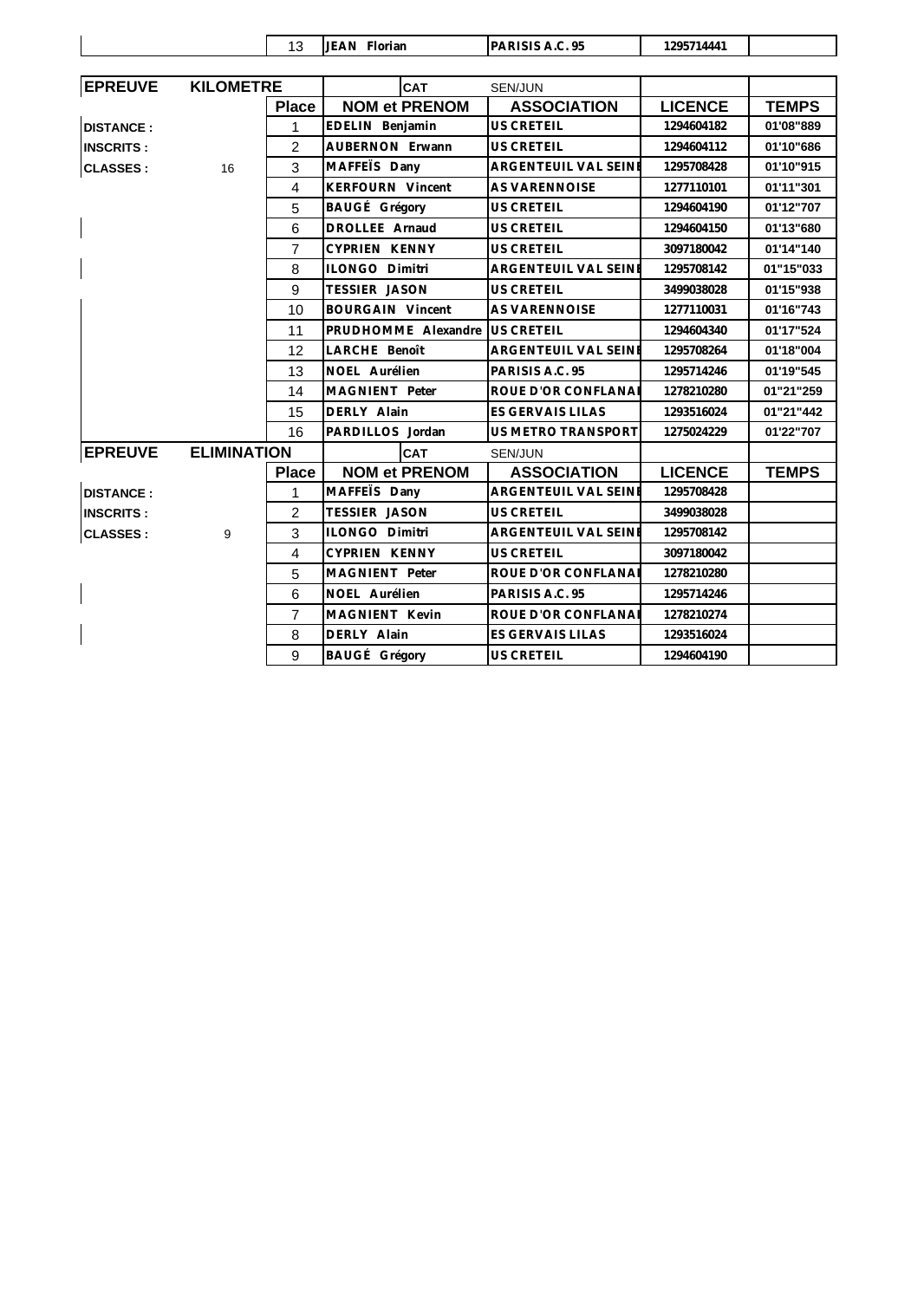| | | | | | |
|---|---|---|---|---|---|
| | 13 | JEAN Florian | PARISIS A.C. 95 | 1295714441 | |

| EPREUVE | KILOMETRE | CAT | SEN/JUN | | |
|---|---|---|---|---|---|
| | Place | NOM et PRENOM | ASSOCIATION | LICENCE | TEMPS |
| DISTANCE : | 1 | EDELIN Benjamin | US CRETEIL | 1294604182 | 01'08"889 |
| INSCRITS : | 2 | AUBERNON Erwann | US CRETEIL | 1294604112 | 01'10"686 |
| CLASSES : 16 | 3 | MAFFEÏS Dany | ARGENTEUIL VAL SEINE | 1295708428 | 01'10"915 |
| | 4 | KERFOURN Vincent | AS VARENNOISE | 1277110101 | 01'11"301 |
| | 5 | BAUGÉ Grégory | US CRETEIL | 1294604190 | 01'12"707 |
| | 6 | DROLLEE Arnaud | US CRETEIL | 1294604150 | 01'13"680 |
| | 7 | CYPRIEN KENNY | US CRETEIL | 3097180042 | 01'14"140 |
| | 8 | ILONGO Dimitri | ARGENTEUIL VAL SEINE | 1295708142 | 01"15"033 |
| | 9 | TESSIER JASON | US CRETEIL | 3499038028 | 01'15"938 |
| | 10 | BOURGAIN Vincent | AS VARENNOISE | 1277110031 | 01'16"743 |
| | 11 | PRUDHOMME Alexandre | US CRETEIL | 1294604340 | 01'17"524 |
| | 12 | LARCHE Benoît | ARGENTEUIL VAL SEINE | 1295708264 | 01'18"004 |
| | 13 | NOEL Aurélien | PARISIS A.C. 95 | 1295714246 | 01'19"545 |
| | 14 | MAGNIENT Peter | ROUE D'OR CONFLANAI | 1278210280 | 01"21"259 |
| | 15 | DERLY Alain | ES GERVAIS LILAS | 1293516024 | 01"21"442 |
| | 16 | PARDILLOS Jordan | US METRO TRANSPORT | 1275024229 | 01'22"707 |

| EPREUVE | ELIMINATION | CAT | SEN/JUN | | |
|---|---|---|---|---|---|
| | Place | NOM et PRENOM | ASSOCIATION | LICENCE | TEMPS |
| DISTANCE : | 1 | MAFFEÏS Dany | ARGENTEUIL VAL SEINE | 1295708428 | |
| INSCRITS : | 2 | TESSIER JASON | US CRETEIL | 3499038028 | |
| CLASSES : 9 | 3 | ILONGO Dimitri | ARGENTEUIL VAL SEINE | 1295708142 | |
| | 4 | CYPRIEN KENNY | US CRETEIL | 3097180042 | |
| | 5 | MAGNIENT Peter | ROUE D'OR CONFLANAI | 1278210280 | |
| | 6 | NOEL Aurélien | PARISIS A.C. 95 | 1295714246 | |
| | 7 | MAGNIENT Kevin | ROUE D'OR CONFLANAI | 1278210274 | |
| | 8 | DERLY Alain | ES GERVAIS LILAS | 1293516024 | |
| | 9 | BAUGÉ Grégory | US CRETEIL | 1294604190 | |